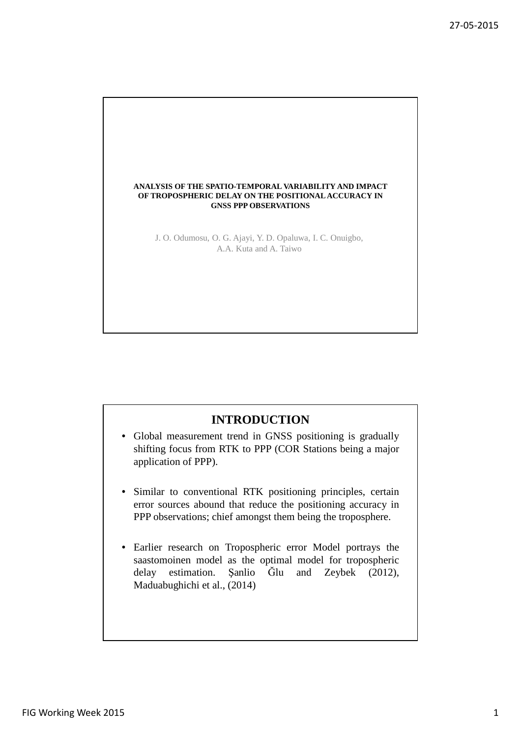# ANALYSIS OF THE SPATIO-TEMPORAL VARIABILITY AND IMPACT OF TROPOSPHERIC DELAY ON THE POSITIONAL ACCURACY IN GNSS PPP OBSERVATIONS

J. O. Odumosu, O. G. Ajayi, Y. D. Opaluwa, I. C. Onuigbo, A.A. Kuta and A. Taiwo

## INTRODUCTION

- Global measurement trend in GNSS positioning is gradually shifting focus from RTK to PPP (COR Stations being a major application of PPP).
- Similar to conventional RTK positioning principles, certain error sources abound that reduce the positioning accuracy in PPP observations; chief amongst them being the troposphere.
- Earlier research on Tropospheric error Model portrays the saastomoinen model as the optimal model for tropospheric delay estimation. Şanlio Ğlu and Zeybek (2012), Maduabughichi et al., (2014)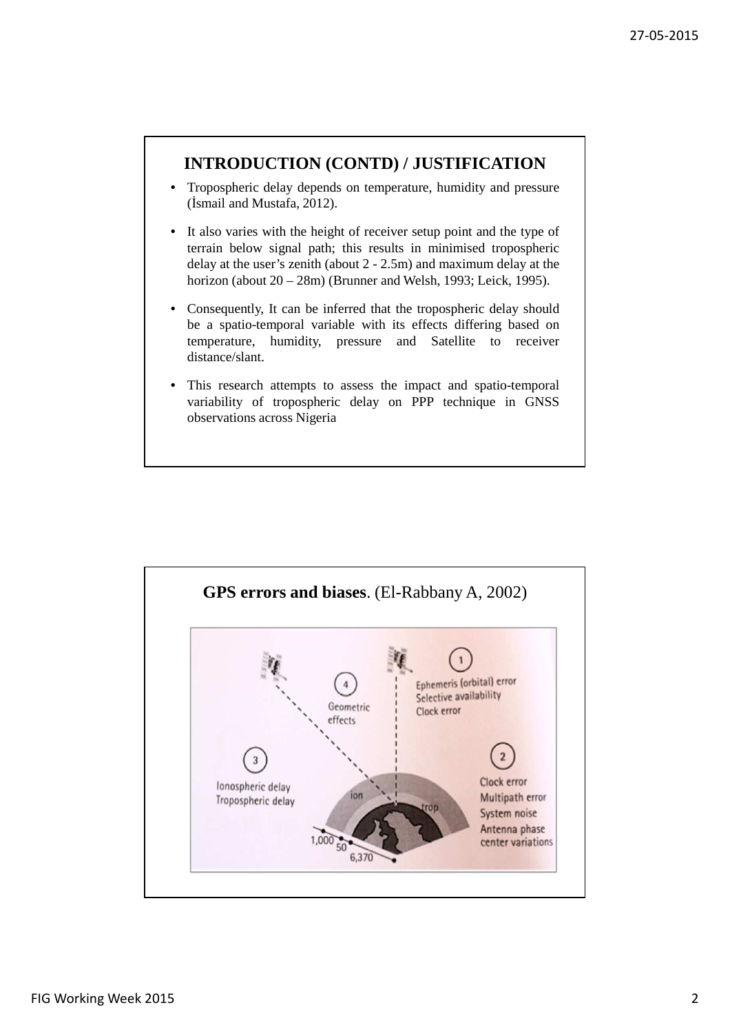## INTRODUCTION (CONTD) / JUSTIFICATION

- Tropospheric delay depends on temperature, humidity and pressure (İsmail and Mustafa, 2012).
- It also varies with the height of receiver setup point and the type of terrain below signal path; this results in minimised tropospheric delay at the user's zenith (about 2 - 2.5m) and maximum delay at the horizon (about 20 – 28m) (Brunner and Welsh, 1993; Leick, 1995).
- Consequently, It can be inferred that the tropospheric delay should be a spatio-temporal variable with its effects differing based on temperature, humidity, pressure and Satellite to receiver distance/slant.
- This research attempts to assess the impact and spatio-temporal variability of tropospheric delay on PPP technique in GNSS observations across Nigeria

## GPS errors and biases. (El-Rabbany A, 2002)

1. Ephemeris (orbital) error, Selective availability, Clock error
2. Clock error, Multipath error, System noise, Antenna phase center variations
3. Ionospheric delay, Tropospheric delay
4. Geometric effects

ion, trop, 1,000, 50, 6,370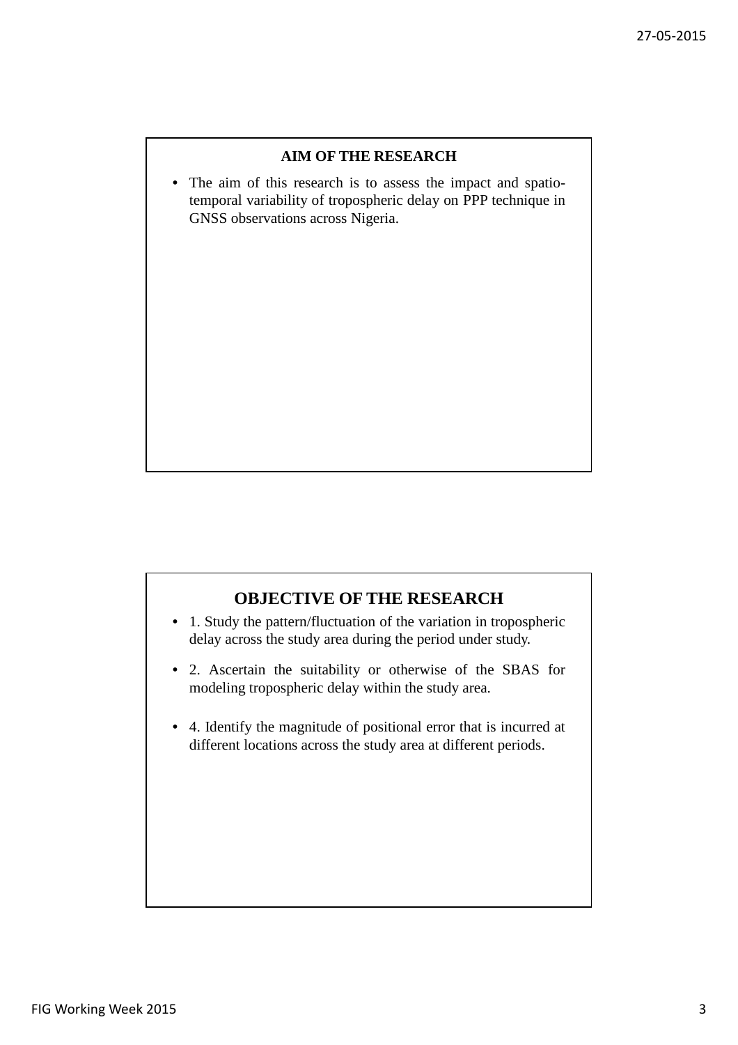## AIM OF THE RESEARCH

- The aim of this research is to assess the impact and spatio-temporal variability of tropospheric delay on PPP technique in GNSS observations across Nigeria.

## OBJECTIVE OF THE RESEARCH

- 1. Study the pattern/fluctuation of the variation in tropospheric delay across the study area during the period under study.
- 2. Ascertain the suitability or otherwise of the SBAS for modeling tropospheric delay within the study area.
- 4. Identify the magnitude of positional error that is incurred at different locations across the study area at different periods.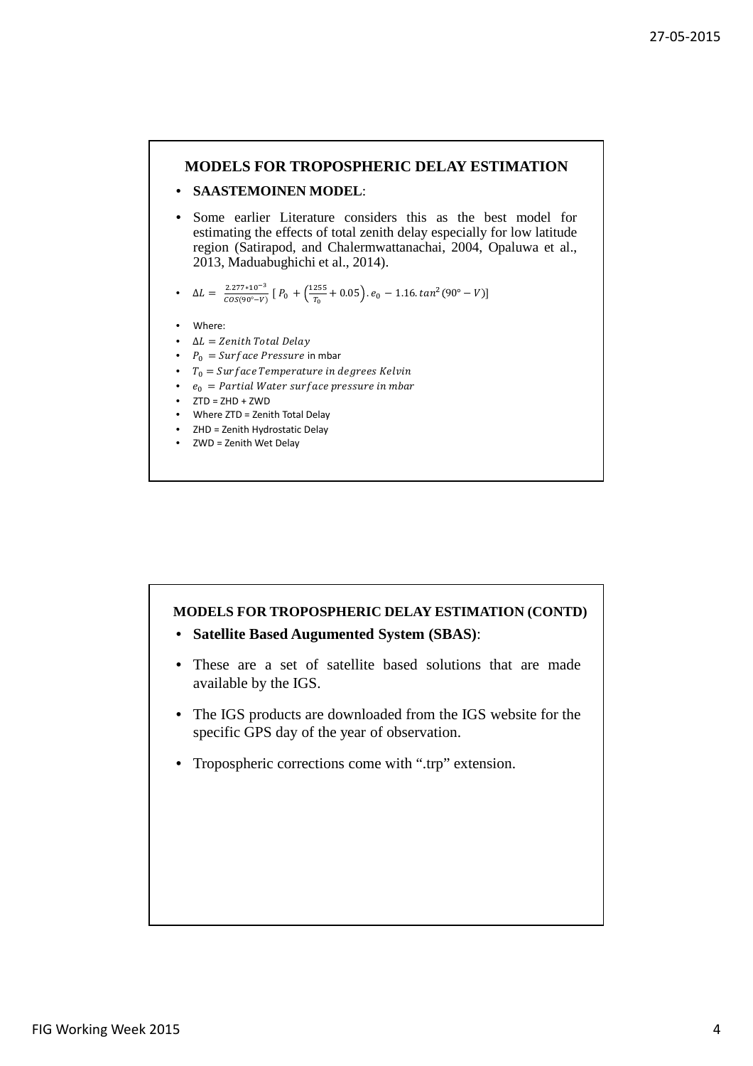## MODELS FOR TROPOSPHERIC DELAY ESTIMATION

- **SAASTEMOINEN MODEL**:
- Some earlier Literature considers this as the best model for estimating the effects of total zenith delay especially for low latitude region (Satirapod, and Chalermwattanachai, 2004, Opaluwa et al., 2013, Maduabughichi et al., 2014).
- $\Delta L = \frac{2.277 * 10^{-3}}{COS(90^o - V)} \left[ P_0 + \left(\frac{1255}{T_0} + 0.05\right) . e_0 - 1.16. tan^2(90^o - V) \right]$
- Where:
- $\Delta L = Zenith\ Total\ Delay$
- $P_0 = Surface\ Pressure$ in mbar
- $T_0 = Surface\ Temperature\ in\ degrees\ Kelvin$
- $e_0 = Partial\ Water\ surface\ pressure\ in\ mbar$
- ZTD = ZHD + ZWD
- Where ZTD = Zenith Total Delay
- ZHD = Zenith Hydrostatic Delay
- ZWD = Zenith Wet Delay

## MODELS FOR TROPOSPHERIC DELAY ESTIMATION (CONTD)

- **Satellite Based Augumented System (SBAS)**:
- These are a set of satellite based solutions that are made available by the IGS.
- The IGS products are downloaded from the IGS website for the specific GPS day of the year of observation.
- Tropospheric corrections come with ".trp" extension.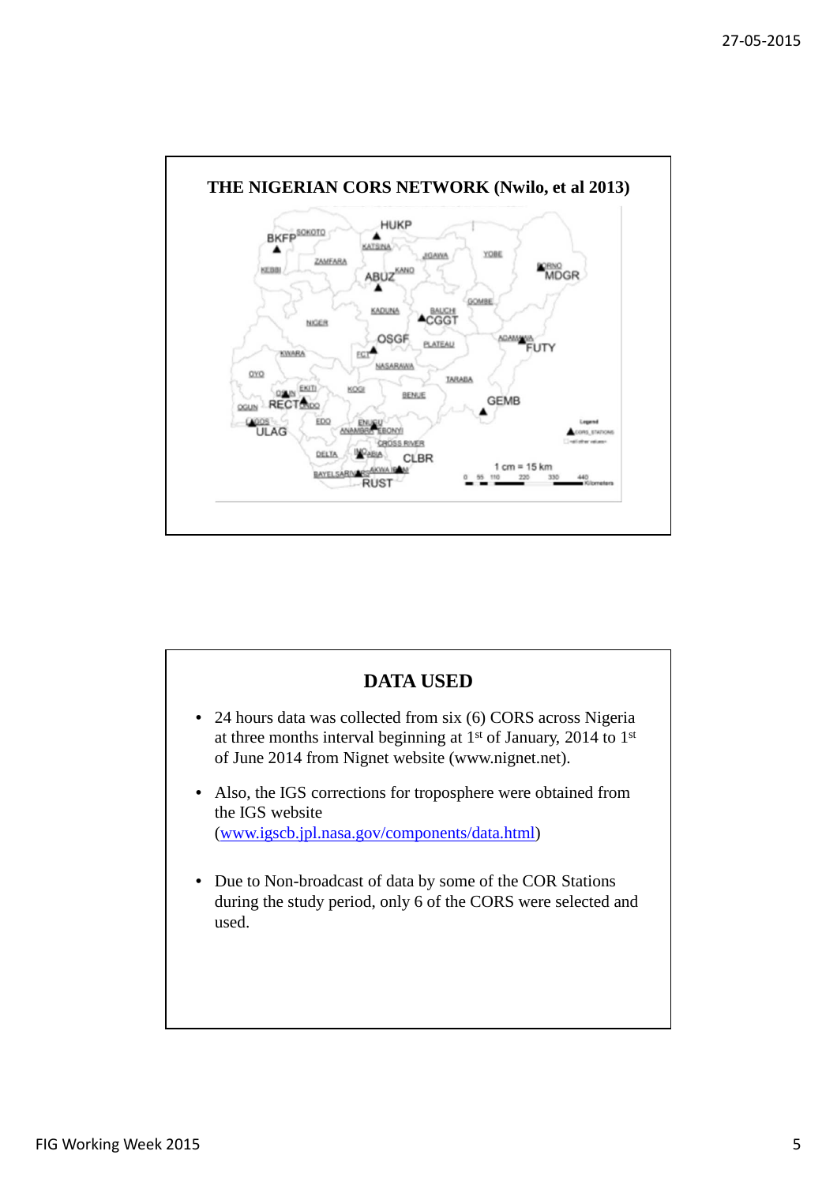## THE NIGERIAN CORS NETWORK (Nwilo, et al 2013)

## DATA USED

- 24 hours data was collected from six (6) CORS across Nigeria at three months interval beginning at 1st of January, 2014 to 1st of June 2014 from Nignet website (www.nignet.net).
- Also, the IGS corrections for troposphere were obtained from the IGS website (www.igscb.jpl.nasa.gov/components/data.html)
- Due to Non-broadcast of data by some of the COR Stations during the study period, only 6 of the CORS were selected and used.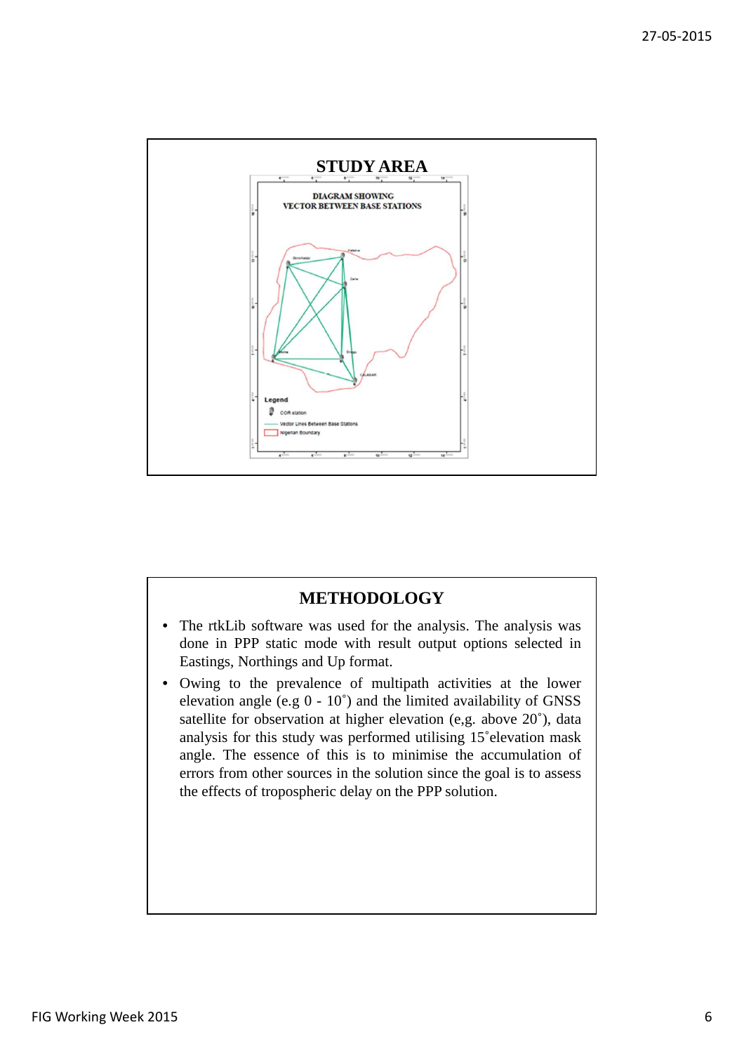## STUDY AREA

DIAGRAM SHOWING
VECTOR BETWEEN BASE STATIONS

Legend

COR station

Vector Lines Between Base Stations

Nigerian Boundary

## METHODOLOGY

- The rtkLib software was used for the analysis. The analysis was done in PPP static mode with result output options selected in Eastings, Northings and Up format.
- Owing to the prevalence of multipath activities at the lower elevation angle (e.g 0 - 10˚) and the limited availability of GNSS satellite for observation at higher elevation (e,g. above 20˚), data analysis for this study was performed utilising 15˚elevation mask angle. The essence of this is to minimise the accumulation of errors from other sources in the solution since the goal is to assess the effects of tropospheric delay on the PPP solution.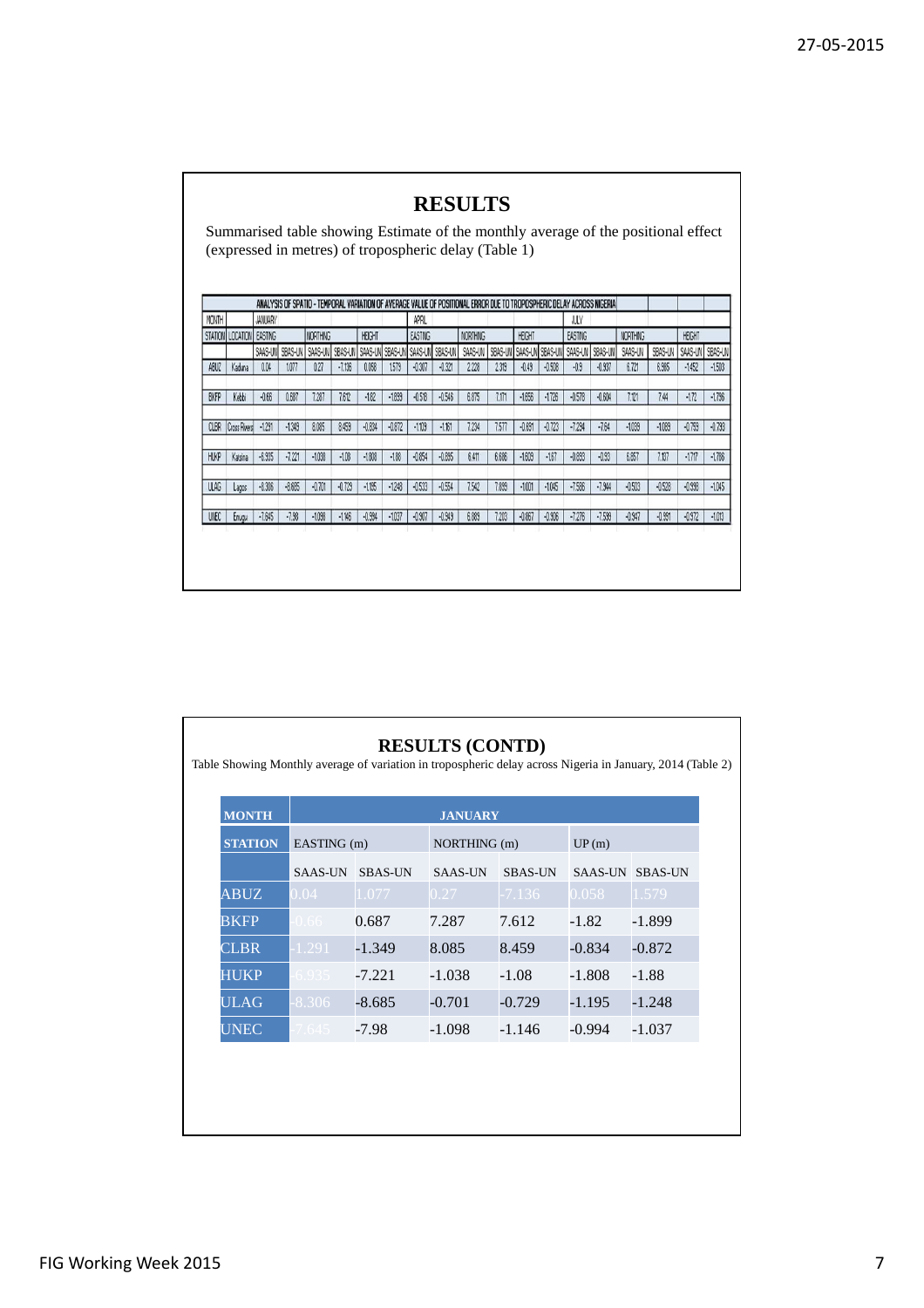## RESULTS

Summarised table showing Estimate of the monthly average of the positional effect (expressed in metres) of tropospheric delay (Table 1)

ANALYSIS OF SPATIO - TEMPORAL VARIATION OF AVERAGE VALUE OF POSITIONAL ERROR DUE TO TROPOSPHERIC DELAY ACROSS NIGERIA

| MONTH | | JANUARY | | | | | | APRIL | | | | | | JULY | | | | | |
|---|---|---|---|---|---|---|---|---|---|---|---|---|---|---|---|---|---|---|---|
| STATION | LOCATION | EASTING | | NORTHING | | HEIGHT | | EASTING | | NORTHING | | HEIGHT | | EASTING | | NORTHING | | HEIGHT | |
| | | SAAS-UN | SBAS-UN | SAAS-UN | SBAS-UN | SAAS-UN | SBAS-UN | SAAS-UN | SBAS-UN | SAAS-UN | SBAS-UN | SAAS-UN | SBAS-UN | SAAS-UN | SBAS-UN | SAAS-UN | SBAS-UN | SAAS-UN | SBAS-UN |
| ABUZ | Kaduna | 0.04 | 1.077 | 0.27 | -7.136 | 0.058 | 1.579 | -0.307 | -0.321 | 2.228 | 2.319 | -0.49 | -0.508 | -0.9 | -0.937 | 6.721 | 6.985 | -1.452 | -1.503 |
| BKFP | Kebbi | -0.66 | 0.687 | 7.287 | 7.612 | -1.82 | -1.899 | -0.518 | -0.546 | 6.675 | 7.171 | -1.656 | -1.726 | -0.578 | -0.604 | 7.121 | 7.44 | -1.72 | -1.786 |
| CLBR | Cross Rivers | -1.291 | -1.349 | 8.085 | 8.459 | -0.834 | -0.872 | -1.109 | -1.161 | 7.234 | 7.577 | -0.691 | -0.723 | -7.294 | -7.64 | -1.039 | -1.089 | -0.759 | -0.793 |
| HUKP | Katsina | -6.935 | -7.221 | -1.038 | -1.08 | -1.808 | -1.88 | -0.854 | -0.895 | 6.411 | 6.686 | -1.609 | -1.67 | -0.893 | -0.93 | 6.857 | 7.137 | -1.717 | -1.786 |
| ULAG | Lagos | -8.306 | -8.685 | -0.701 | -0.729 | -1.195 | -1.248 | -0.533 | -0.554 | 7.542 | 7.889 | -1.001 | -1.045 | -7.586 | -7.944 | -0.503 | -0.528 | -0.998 | -1.045 |
| UNEC | Enugu | -7.645 | -7.98 | -1.098 | -1.146 | -0.994 | -1.037 | -0.907 | -0.949 | 6.889 | 7.203 | -0.867 | -0.906 | -7.276 | -7.599 | -0.947 | -0.991 | -0.972 | -1.013 |

## RESULTS (CONTD)

Table Showing Monthly average of variation in tropospheric delay across Nigeria in January, 2014 (Table 2)

| MONTH | JANUARY | | | | | |
|---|---|---|---|---|---|---|
| STATION | EASTING (m) | | NORTHING (m) | | UP (m) | |
| | SAAS-UN | SBAS-UN | SAAS-UN | SBAS-UN | SAAS-UN | SBAS-UN |
| ABUZ | 0.04 | 1.077 | 0.27 | -7.136 | 0.058 | 1.579 |
| BKFP | -0.66 | 0.687 | 7.287 | 7.612 | -1.82 | -1.899 |
| CLBR | -1.291 | -1.349 | 8.085 | 8.459 | -0.834 | -0.872 |
| HUKP | -6.935 | -7.221 | -1.038 | -1.08 | -1.808 | -1.88 |
| ULAG | -8.306 | -8.685 | -0.701 | -0.729 | -1.195 | -1.248 |
| UNEC | -7.645 | -7.98 | -1.098 | -1.146 | -0.994 | -1.037 |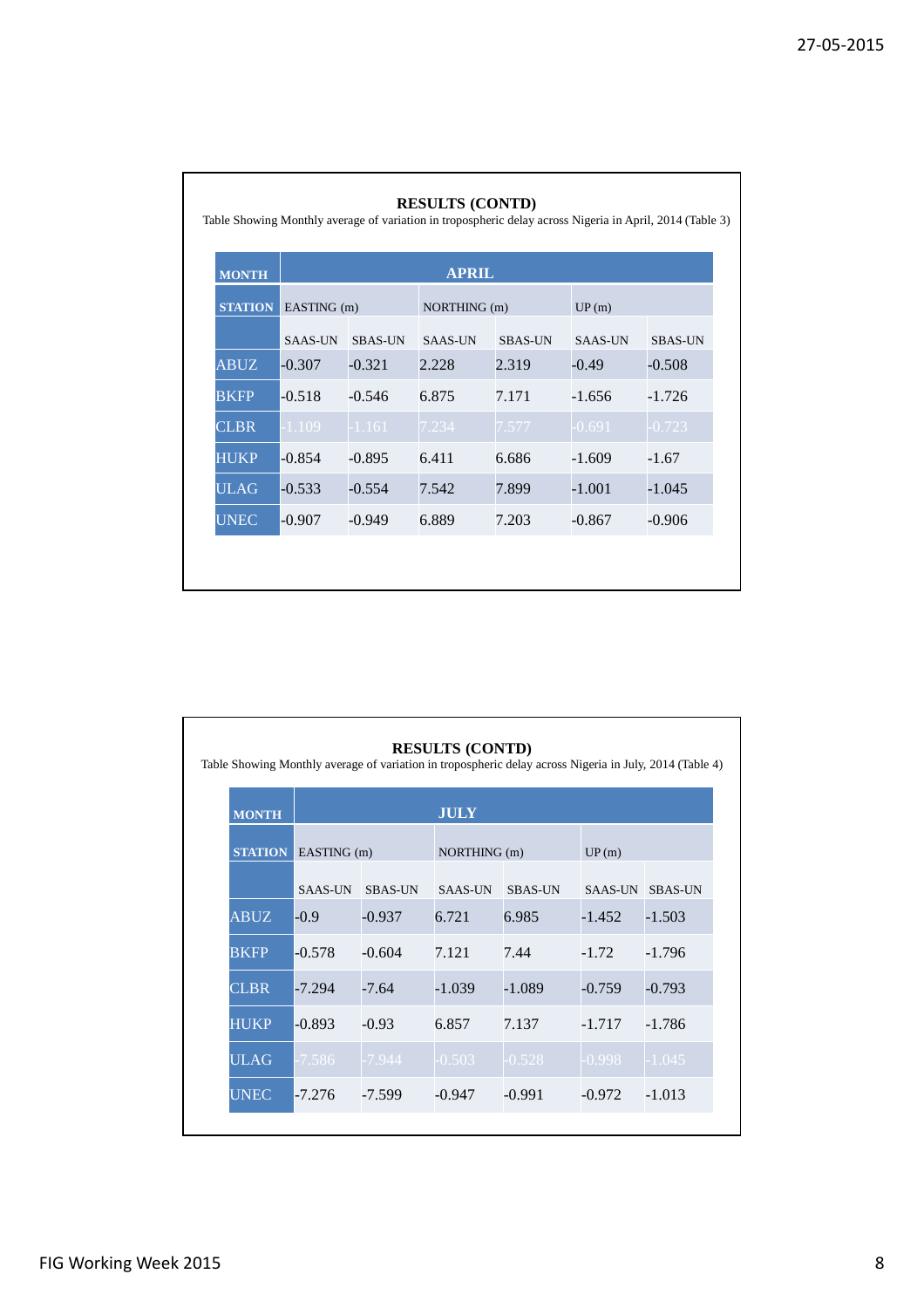## RESULTS (CONTD)

Table Showing Monthly average of variation in tropospheric delay across Nigeria in April, 2014 (Table 3)

| MONTH | APRIL | | | | | |
|---|---|---|---|---|---|---|
| STATION | EASTING (m) | | NORTHING (m) | | UP (m) | |
| | SAAS-UN | SBAS-UN | SAAS-UN | SBAS-UN | SAAS-UN | SBAS-UN |
| ABUZ | -0.307 | -0.321 | 2.228 | 2.319 | -0.49 | -0.508 |
| BKFP | -0.518 | -0.546 | 6.875 | 7.171 | -1.656 | -1.726 |
| CLBR | -1.109 | -1.161 | 7.234 | 7.577 | -0.691 | -0.723 |
| HUKP | -0.854 | -0.895 | 6.411 | 6.686 | -1.609 | -1.67 |
| ULAG | -0.533 | -0.554 | 7.542 | 7.899 | -1.001 | -1.045 |
| UNEC | -0.907 | -0.949 | 6.889 | 7.203 | -0.867 | -0.906 |

## RESULTS (CONTD)

Table Showing Monthly average of variation in tropospheric delay across Nigeria in July, 2014 (Table 4)

| MONTH | JULY | | | | | |
|---|---|---|---|---|---|---|
| STATION | EASTING (m) | | NORTHING (m) | | UP (m) | |
| | SAAS-UN | SBAS-UN | SAAS-UN | SBAS-UN | SAAS-UN | SBAS-UN |
| ABUZ | -0.9 | -0.937 | 6.721 | 6.985 | -1.452 | -1.503 |
| BKFP | -0.578 | -0.604 | 7.121 | 7.44 | -1.72 | -1.796 |
| CLBR | -7.294 | -7.64 | -1.039 | -1.089 | -0.759 | -0.793 |
| HUKP | -0.893 | -0.93 | 6.857 | 7.137 | -1.717 | -1.786 |
| ULAG | -7.586 | -7.944 | -0.503 | -0.528 | -0.998 | -1.045 |
| UNEC | -7.276 | -7.599 | -0.947 | -0.991 | -0.972 | -1.013 |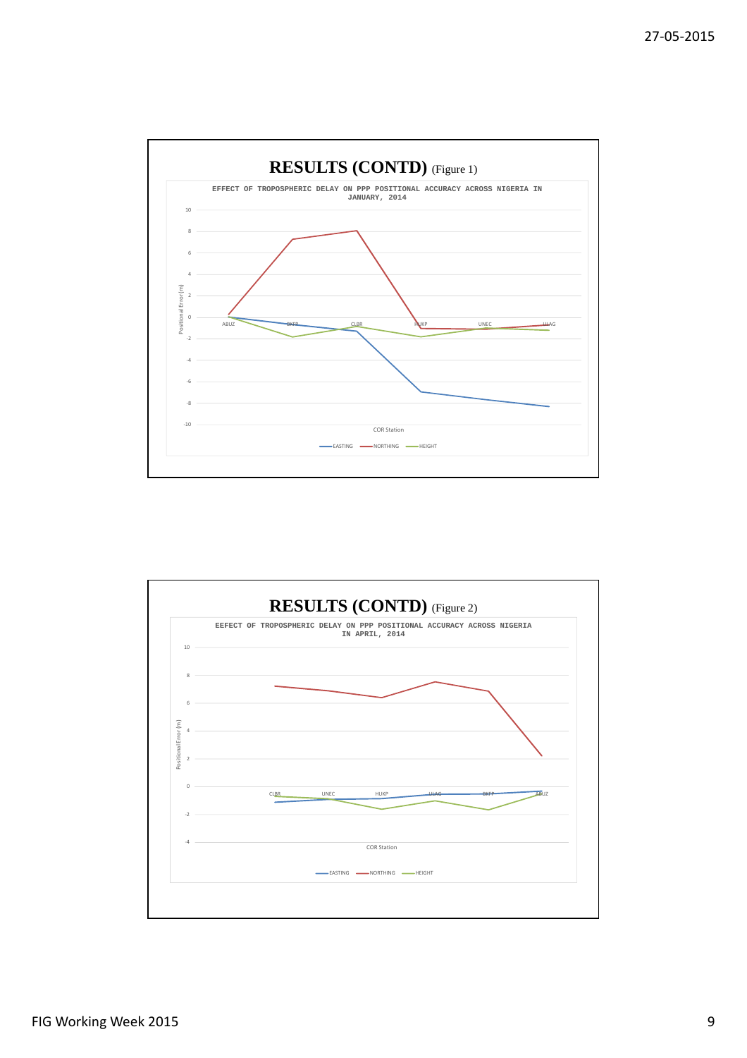## RESULTS (CONTD) (Figure 1)

EFFECT OF TROPOSPHERIC DELAY ON PPP POSITIONAL ACCURACY ACROSS NIGERIA IN JANUARY, 2014

Positional Error (m)

10, 8, 6, 4, 2, 0, -2, -4, -6, -8, -10

ABUZ, BKFP, CLBR, HUKP, UNEC, ULAG

COR Station

EASTING — NORTHING — HEIGHT

## RESULTS (CONTD) (Figure 2)

EEFECT OF TROPOSPHERIC DELAY ON PPP POSITIONAL ACCURACY ACROSS NIGERIA IN APRIL, 2014

Positional Error (m)

10, 8, 6, 4, 2, 0, -2, -4

CLBR, UNEC, HUKP, ULAG, BKFP, ABUZ

COR Station

EASTING — NORTHING — HEIGHT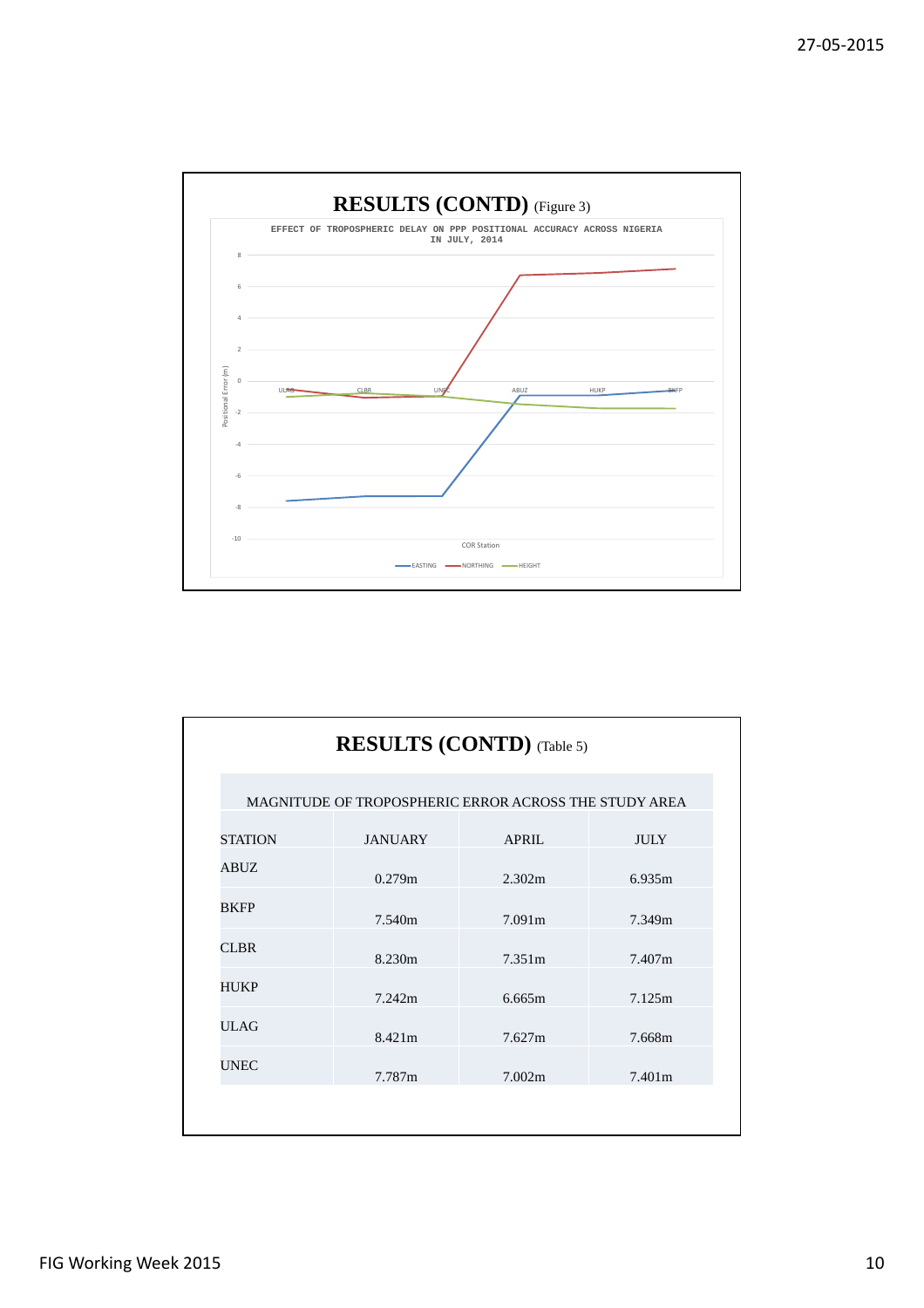## RESULTS (CONTD) (Figure 3)

EFFECT OF TROPOSPHERIC DELAY ON PPP POSITIONAL ACCURACY ACROSS NIGERIA IN JULY, 2014

Positional Error (m)

ULAG, CLBR, UNEC, ABUZ, HUKP, BKFP

COR Station

EASTING, NORTHING, HEIGHT

## RESULTS (CONTD) (Table 5)

| MAGNITUDE OF TROPOSPHERIC ERROR ACROSS THE STUDY AREA | | | |
|---|---|---|---|
| STATION | JANUARY | APRIL | JULY |
| ABUZ | 0.279m | 2.302m | 6.935m |
| BKFP | 7.540m | 7.091m | 7.349m |
| CLBR | 8.230m | 7.351m | 7.407m |
| HUKP | 7.242m | 6.665m | 7.125m |
| ULAG | 8.421m | 7.627m | 7.668m |
| UNEC | 7.787m | 7.002m | 7.401m |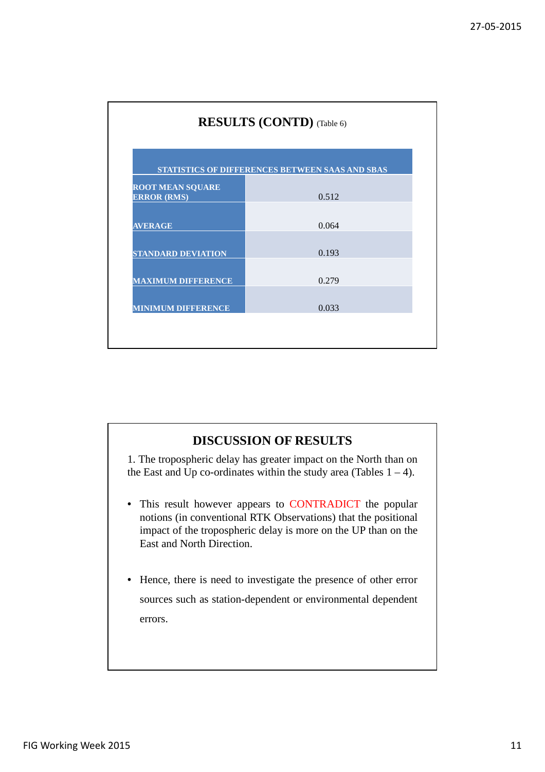## RESULTS (CONTD) (Table 6)

| STATISTICS OF DIFFERENCES BETWEEN SAAS AND SBAS | |
|---|---|
| ROOT MEAN SQUARE ERROR (RMS) | 0.512 |
| AVERAGE | 0.064 |
| STANDARD DEVIATION | 0.193 |
| MAXIMUM DIFFERENCE | 0.279 |
| MINIMUM DIFFERENCE | 0.033 |

## DISCUSSION OF RESULTS

1. The tropospheric delay has greater impact on the North than on the East and Up co-ordinates within the study area (Tables 1 – 4).

- This result however appears to CONTRADICT the popular notions (in conventional RTK Observations) that the positional impact of the tropospheric delay is more on the UP than on the East and North Direction.
- Hence, there is need to investigate the presence of other error sources such as station-dependent or environmental dependent errors.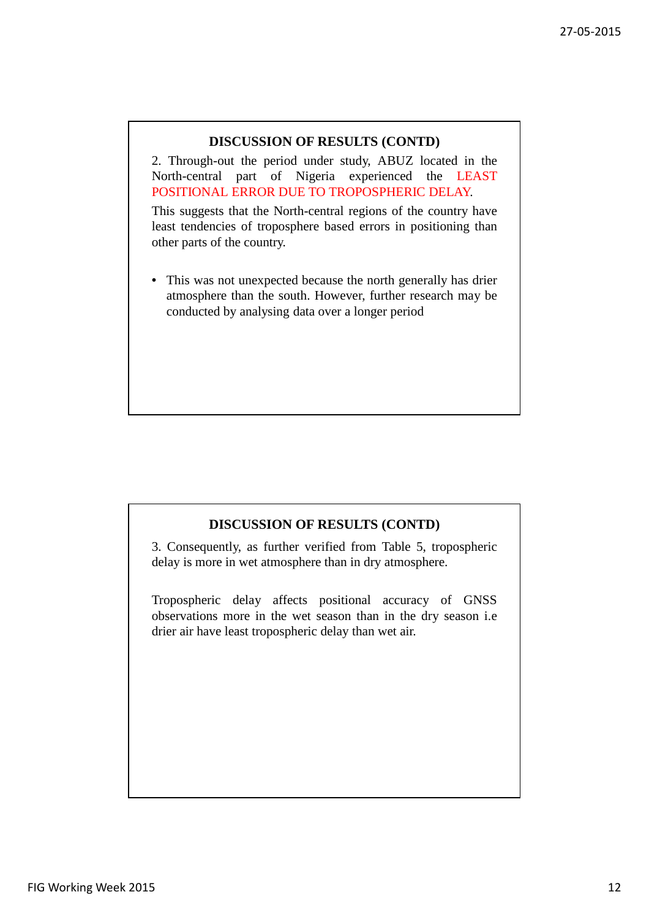## DISCUSSION OF RESULTS (CONTD)

2. Through-out the period under study, ABUZ located in the North-central part of Nigeria experienced the LEAST POSITIONAL ERROR DUE TO TROPOSPHERIC DELAY.

This suggests that the North-central regions of the country have least tendencies of troposphere based errors in positioning than other parts of the country.

- This was not unexpected because the north generally has drier atmosphere than the south. However, further research may be conducted by analysing data over a longer period

## DISCUSSION OF RESULTS (CONTD)

3. Consequently, as further verified from Table 5, tropospheric delay is more in wet atmosphere than in dry atmosphere.

Tropospheric delay affects positional accuracy of GNSS observations more in the wet season than in the dry season i.e drier air have least tropospheric delay than wet air.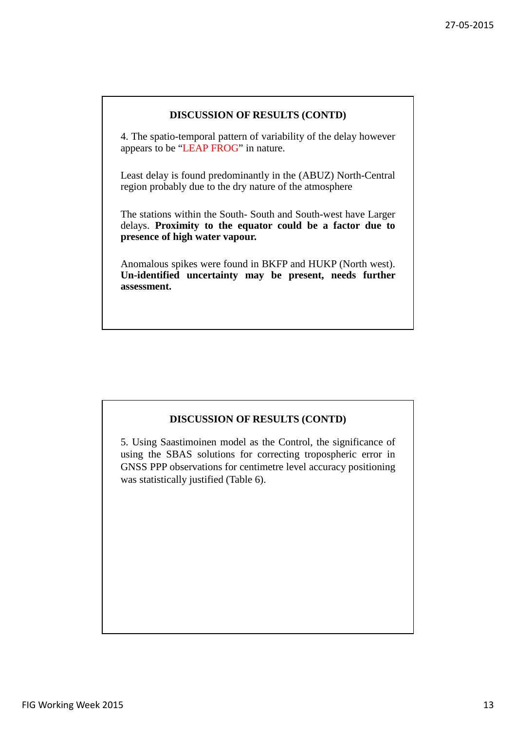## DISCUSSION OF RESULTS (CONTD)

4. The spatio-temporal pattern of variability of the delay however appears to be "LEAP FROG" in nature.

Least delay is found predominantly in the (ABUZ) North-Central region probably due to the dry nature of the atmosphere

The stations within the South- South and South-west have Larger delays. **Proximity to the equator could be a factor due to presence of high water vapour.**

Anomalous spikes were found in BKFP and HUKP (North west). **Un-identified uncertainty may be present, needs further assessment.**

## DISCUSSION OF RESULTS (CONTD)

5. Using Saastimoinen model as the Control, the significance of using the SBAS solutions for correcting tropospheric error in GNSS PPP observations for centimetre level accuracy positioning was statistically justified (Table 6).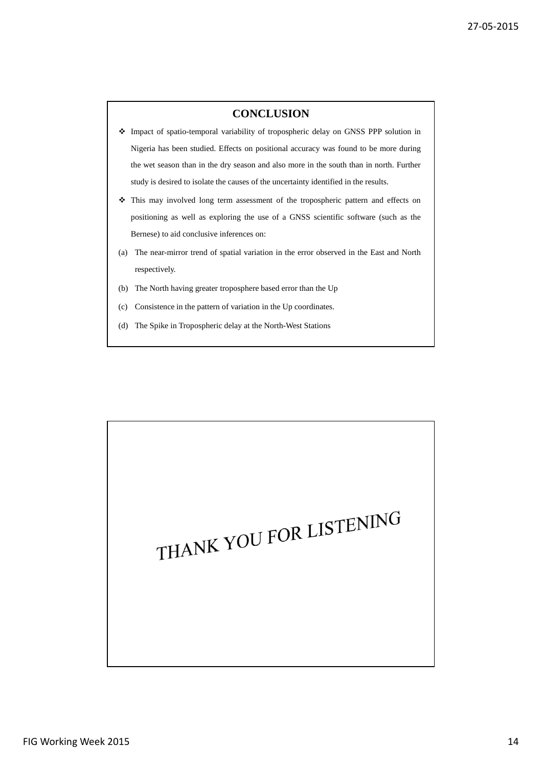## CONCLUSION

- Impact of spatio-temporal variability of tropospheric delay on GNSS PPP solution in Nigeria has been studied. Effects on positional accuracy was found to be more during the wet season than in the dry season and also more in the south than in north. Further study is desired to isolate the causes of the uncertainty identified in the results.
- This may involved long term assessment of the tropospheric pattern and effects on positioning as well as exploring the use of a GNSS scientific software (such as the Bernese) to aid conclusive inferences on:

(a) The near-mirror trend of spatial variation in the error observed in the East and North respectively.

(b) The North having greater troposphere based error than the Up

(c) Consistence in the pattern of variation in the Up coordinates.

(d) The Spike in Tropospheric delay at the North-West Stations

THANK YOU FOR LISTENING